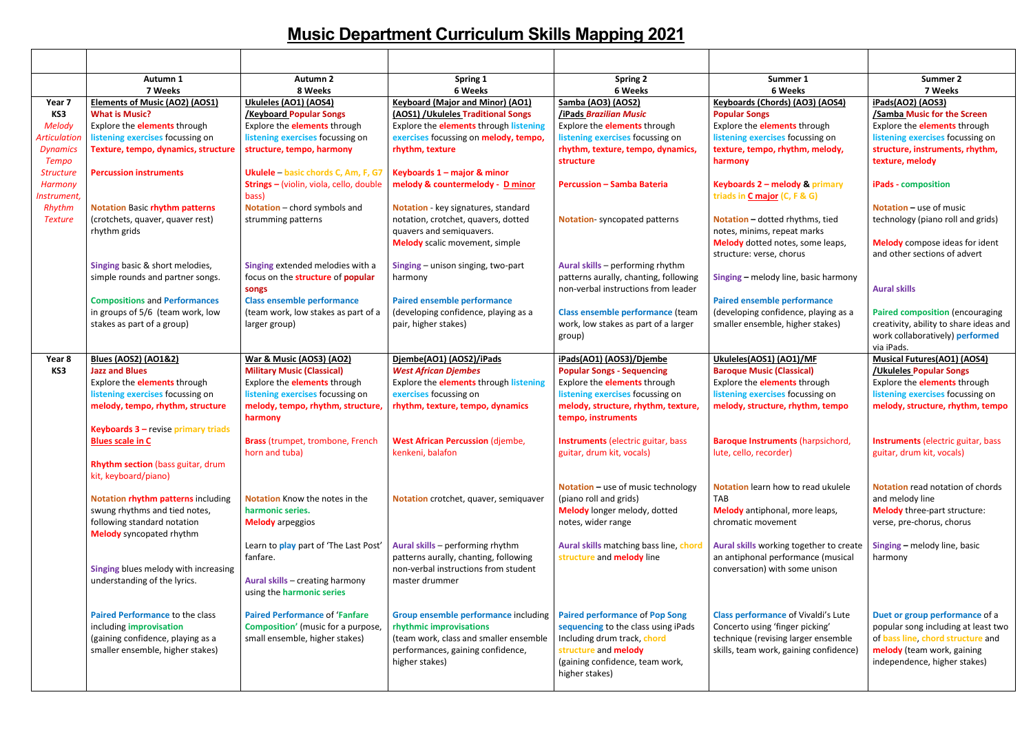# Music Department Curriculum Skills Mapping 2021

| | Autumn 1<br>7 Weeks | Autumn 2<br>8 Weeks | Spring 1<br>6 Weeks | Spring 2<br>6 Weeks | Summer 1<br>6 Weeks | Summer 2<br>7 Weeks |
|---|---|---|---|---|---|---|
| **Year 7<br>KS3**<br>*Melody*<br>*Articulation*<br>*Dynamics*<br>*Tempo*<br>*Structure*<br>*Harmony*<br>*Instrument,*<br>*Rhythm*<br>*Texture* | **Elements of Music (AO2) (AOS1)**<br>**What is Music?**<br>Explore the **elements** through **listening exercises** focussing on **Texture, tempo, dynamics, structure**<br><br>**Percussion instruments**<br><br>**Notation** Basic **rhythm patterns** (crotchets, quaver, quaver rest) rhythm grids<br><br>**Singing** basic & short melodies, simple rounds and partner songs.<br><br>**Compositions** and **Performances** in groups of 5/6 (team work, low stakes as part of a group) | **Ukuleles (AO1) (AOS4) /Keyboard Popular Songs**<br>Explore the **elements** through **listening exercises** focussing on **structure, tempo, harmony**<br><br>**Ukulele – basic chords C, Am, F, G7**<br>**Strings –** (violin, viola, cello, double bass)<br>**Notation** – chord symbols and strumming patterns<br><br>**Singing** extended melodies with a focus on the **structure** of **popular songs**<br>**Class ensemble performance** (team work, low stakes as part of a larger group) | **Keyboard (Major and Minor) (AO1) (AOS1) /Ukuleles Traditional Songs**<br>Explore the **elements** through **listening exercises** focussing on **melody, tempo, rhythm, texture**<br><br>**Keyboards 1 – major & minor melody & countermelody - D minor**<br><br>**Notation** - key signatures, standard notation, crotchet, quavers, dotted quavers and semiquavers.<br>**Melody** scalic movement, simple<br><br>**Singing** – unison singing, two-part harmony<br><br>**Paired ensemble performance** (developing confidence, playing as a pair, higher stakes) | **Samba (AO3) (AOS2) /iPads *Brazilian Music***<br>Explore the **elements** through **listening exercises** focussing on **rhythm, texture, tempo, dynamics, structure**<br><br>**Percussion – Samba Bateria**<br><br>**Notation**- syncopated patterns<br><br>**Aural skills** – performing rhythm patterns aurally, chanting, following non-verbal instructions from leader<br><br>**Class ensemble performance** (team work, low stakes as part of a larger group) | **Keyboards (Chords) (AO3) (AOS4) Popular Songs**<br>Explore the **elements** through **listening exercises** focussing on **texture, tempo, rhythm, melody, harmony**<br><br>**Keyboards 2 – melody & primary triads in C major (C, F & G)**<br><br>**Notation** – dotted rhythms, tied notes, minims, repeat marks<br>**Melody** dotted notes, some leaps, structure: verse, chorus<br><br>**Singing** – melody line, basic harmony<br><br>**Paired ensemble performance** (developing confidence, playing as a smaller ensemble, higher stakes) | **iPads(AO2) (AOS3) /Samba Music for the Screen**<br>Explore the **elements** through **listening exercises** focussing on **structure, instruments, rhythm, texture, melody**<br><br>**iPads - composition**<br><br>**Notation** – use of music technology (piano roll and grids)<br><br>**Melody** compose ideas for ident and other sections of advert<br><br>**Aural skills**<br><br>**Paired composition** (encouraging creativity, ability to share ideas and work collaboratively) **performed** via iPads. |
| **Year 8<br>KS3** | **Blues (AOS2) (AO1&2)**<br>**Jazz and Blues**<br>Explore the **elements** through **listening exercises** focussing on **melody, tempo, rhythm, structure**<br><br>**Keyboards 3 –** revise **primary triads**<br>**Blues scale in C**<br><br>**Rhythm section** (bass guitar, drum kit, keyboard/piano)<br><br>**Notation rhythm patterns** including swung rhythms and tied notes, following standard notation<br>**Melody** syncopated rhythm<br><br>**Singing** blues melody with increasing understanding of the lyrics.<br><br>**Paired Performance** to the class including **improvisation** (gaining confidence, playing as a smaller ensemble, higher stakes) | **War & Music (AOS3) (AO2)**<br>**Military Music (Classical)**<br>Explore the **elements** through **listening exercises** focussing on **melody, tempo, rhythm, structure, harmony**<br><br>**Brass** (trumpet, trombone, French horn and tuba)<br><br>**Notation** Know the notes in the **harmonic series.**<br>**Melody** arpeggios<br><br>Learn to **play** part of 'The Last Post' fanfare.<br><br>**Aural skills** – creating harmony using the **harmonic series**<br><br>**Paired Performance** of '**Fanfare Composition'** (music for a purpose, small ensemble, higher stakes) | **Djembe(AO1) (AOS2)/iPads**<br>***West African Djembes***<br>Explore the **elements** through **listening exercises** focussing on **rhythm, texture, tempo, dynamics**<br><br>**West African Percussion** (djembe, kenkeni, balafon<br><br>**Notation** crotchet, quaver, semiquaver<br><br>**Aural skills** – performing rhythm patterns aurally, chanting, following non-verbal instructions from student master drummer<br><br>**Group ensemble performance** including **rhythmic improvisations** (team work, class and smaller ensemble performances, gaining confidence, higher stakes) | **iPads(AO1) (AOS3)/Djembe**<br>**Popular Songs - Sequencing**<br>Explore the **elements** through **listening exercises** focussing on **melody, structure, rhythm, texture, tempo, instruments**<br><br>**Instruments** (electric guitar, bass guitar, drum kit, vocals)<br><br>**Notation –** use of music technology (piano roll and grids)<br>**Melody** longer melody, dotted notes, wider range<br><br>**Aural skills** matching bass line, **chord structure** and **melody** line<br><br>**Paired performance** of **Pop Song sequencing** to the class using iPads Including drum track, **chord structure** and **melody** (gaining confidence, team work, higher stakes) | **Ukuleles(AOS1) (AO1)/MF**<br>**Baroque Music (Classical)**<br>Explore the **elements** through **listening exercises** focussing on **melody, structure, rhythm, tempo**<br><br>**Baroque Instruments** (harpsichord, lute, cello, recorder)<br><br>**Notation** learn how to read ukulele TAB<br>**Melody** antiphonal, more leaps, chromatic movement<br><br>**Aural skills** working together to create an antiphonal performance (musical conversation) with some unison<br><br>**Class performance** of Vivaldi's Lute Concerto using 'finger picking' technique (revising larger ensemble skills, team work, gaining confidence) | **Musical Futures(AO1) (AOS4) /Ukuleles Popular Songs**<br>Explore the **elements** through **listening exercises** focussing on **melody, structure, rhythm, tempo**<br><br>**Instruments** (electric guitar, bass guitar, drum kit, vocals)<br><br>**Notation** read notation of chords and melody line<br>**Melody** three-part structure: verse, pre-chorus, chorus<br><br>**Singing –** melody line, basic harmony<br><br>**Duet or group performance** of a popular song including at least two of **bass line, chord structure** and **melody** (team work, gaining independence, higher stakes) |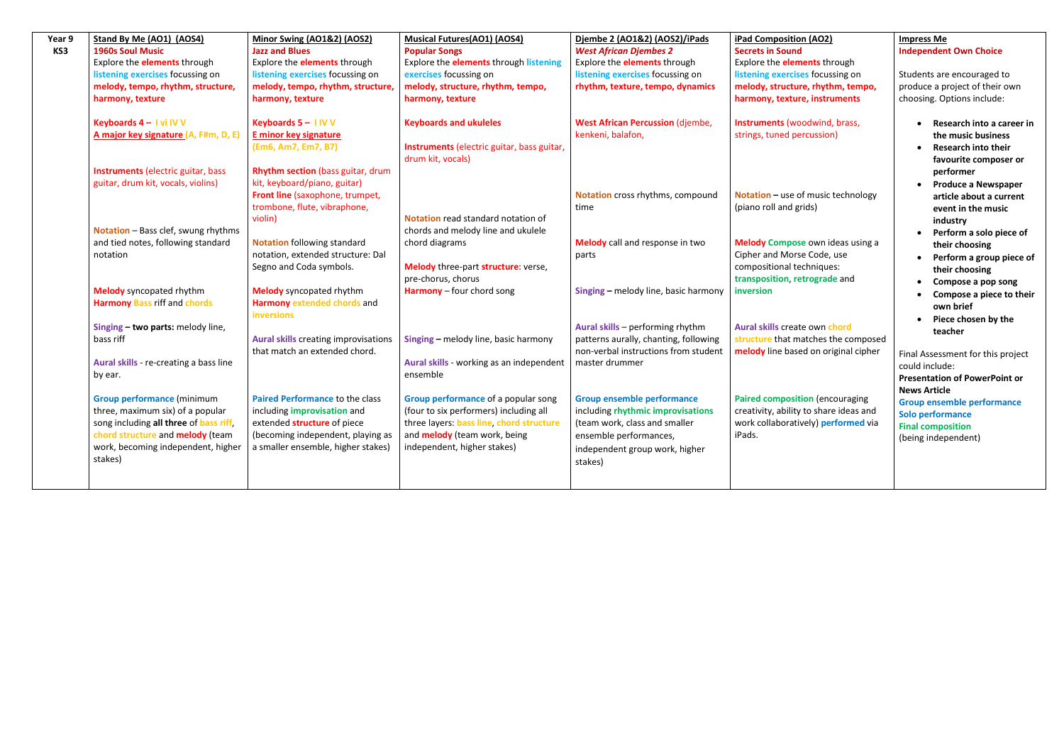| | | | | | | |
|---|---|---|---|---|---|---|
| **Year 9 KS3** | **Stand By Me (AO1) (AOS4)**<br>**1960s Soul Music**<br>Explore the **elements** through **listening exercises** focussing on **melody, tempo, rhythm, structure, harmony, texture**<br><br>**Keyboards 4 – I vi IV V**<br>**A major key signature (A, F#m, D, E)**<br><br>**Instruments** (electric guitar, bass guitar, drum kit, vocals, violins)<br><br>**Notation** – Bass clef, swung rhythms and tied notes, following standard notation<br><br>**Melody** syncopated rhythm<br>**Harmony Bass** riff and **chords**<br><br>**Singing – two parts:** melody line, bass riff<br><br>**Aural skills** - re-creating a bass line by ear.<br><br>**Group performance** (minimum three, maximum six) of a popular song including **all three** of **bass riff**, **chord structure** and **melody** (team work, becoming independent, higher stakes) | **Minor Swing (AO1&2) (AOS2)**<br>**Jazz and Blues**<br>Explore the **elements** through **listening exercises** focussing on **melody, tempo, rhythm, structure, harmony, texture**<br><br>**Keyboards 5 – I IV V**<br>**E minor key signature**<br>**(Em6, Am7, Em7, B7)**<br><br>**Rhythm section** (bass guitar, drum kit, keyboard/piano, guitar)<br>**Front line** (saxophone, trumpet, trombone, flute, vibraphone, violin)<br><br>**Notation** following standard notation, extended structure: Dal Segno and Coda symbols.<br><br>**Melody** syncopated rhythm<br>**Harmony extended chords** and **inversions**<br><br>**Aural skills** creating improvisations that match an extended chord.<br><br>**Paired Performance** to the class including **improvisation** and extended **structure** of piece (becoming independent, playing as a smaller ensemble, higher stakes) | **Musical Futures(AO1) (AOS4)**<br>**Popular Songs**<br>Explore the **elements** through **listening exercises** focussing on **melody, structure, rhythm, tempo, harmony, texture**<br><br>**Keyboards and ukuleles**<br><br>**Instruments** (electric guitar, bass guitar, drum kit, vocals)<br><br>**Notation** read standard notation of chords and melody line and ukulele chord diagrams<br><br>**Melody** three-part **structure**: verse, pre-chorus, chorus<br>**Harmony** – four chord song<br><br>**Singing –** melody line, basic harmony<br><br>**Aural skills** - working as an independent ensemble<br><br>**Group performance** of a popular song (four to six performers) including all three layers: **bass line**, **chord structure** and **melody** (team work, being independent, higher stakes) | **Djembe 2 (AO1&2) (AOS2)/iPads**<br>***West African Djembes 2***<br>Explore the **elements** through **listening exercises** focussing on **rhythm, texture, tempo, dynamics**<br><br>**West African Percussion** (djembe, kenkeni, balafon,<br><br>**Notation** cross rhythms, compound time<br><br>**Melody** call and response in two parts<br><br>**Singing –** melody line, basic harmony<br><br>**Aural skills** – performing rhythm patterns aurally, chanting, following non-verbal instructions from student master drummer<br><br>**Group ensemble performance** including **rhythmic improvisations** (team work, class and smaller ensemble performances, independent group work, higher stakes) | **iPad Composition (AO2)**<br>**Secrets in Sound**<br>Explore the **elements** through **listening exercises** focussing on **melody, structure, rhythm, tempo, harmony, texture, instruments**<br><br>**Instruments** (woodwind, brass, strings, tuned percussion)<br><br>**Notation –** use of music technology (piano roll and grids)<br><br>**Melody Compose** own ideas using a Cipher and Morse Code, use compositional techniques: **transposition**, **retrograde** and **inversion**<br><br>**Aural skills** create own **chord structure** that matches the composed **melody** line based on original cipher<br><br>**Paired composition** (encouraging creativity, ability to share ideas and work collaboratively) **performed** via iPads. | **Impress Me**<br>**Independent Own Choice**<br><br>Students are encouraged to produce a project of their own choosing. Options include:<br><br>• **Research into a career in the music business**<br>• **Research into their favourite composer or performer**<br>• **Produce a Newspaper article about a current event in the music industry**<br>• **Perform a solo piece of their choosing**<br>• **Perform a group piece of their choosing**<br>• **Compose a pop song**<br>• **Compose a piece to their own brief**<br>• **Piece chosen by the teacher**<br><br>Final Assessment for this project could include:<br>**Presentation of PowerPoint or News Article**<br>**Group ensemble performance**<br>**Solo performance**<br>**Final composition**<br>(being independent) |